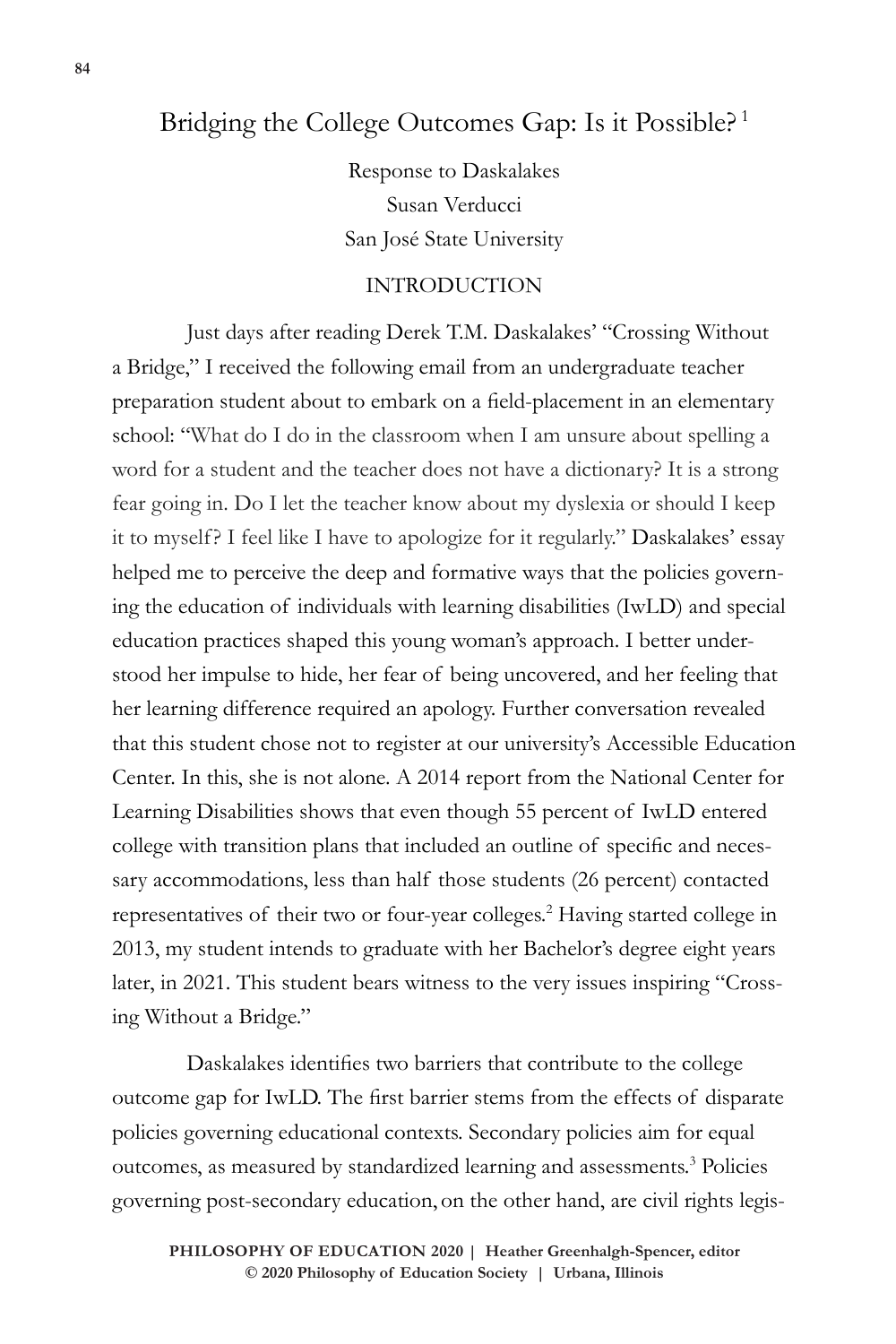# Bridging the College Outcomes Gap: Is it Possible?[1]

Response to Daskalakes
Susan Verducci
San José State University

## INTRODUCTION

Just days after reading Derek T.M. Daskalakes' "Crossing Without a Bridge," I received the following email from an undergraduate teacher preparation student about to embark on a field-placement in an elementary school: "What do I do in the classroom when I am unsure about spelling a word for a student and the teacher does not have a dictionary? It is a strong fear going in. Do I let the teacher know about my dyslexia or should I keep it to myself? I feel like I have to apologize for it regularly." Daskalakes' essay helped me to perceive the deep and formative ways that the policies governing the education of individuals with learning disabilities (IwLD) and special education practices shaped this young woman's approach. I better understood her impulse to hide, her fear of being uncovered, and her feeling that her learning difference required an apology. Further conversation revealed that this student chose not to register at our university's Accessible Education Center. In this, she is not alone. A 2014 report from the National Center for Learning Disabilities shows that even though 55 percent of IwLD entered college with transition plans that included an outline of specific and necessary accommodations, less than half those students (26 percent) contacted representatives of their two or four-year colleges.[2] Having started college in 2013, my student intends to graduate with her Bachelor's degree eight years later, in 2021. This student bears witness to the very issues inspiring "Crossing Without a Bridge."

Daskalakes identifies two barriers that contribute to the college outcome gap for IwLD. The first barrier stems from the effects of disparate policies governing educational contexts. Secondary policies aim for equal outcomes, as measured by standardized learning and assessments.[3] Policies governing post-secondary education, on the other hand, are civil rights legis-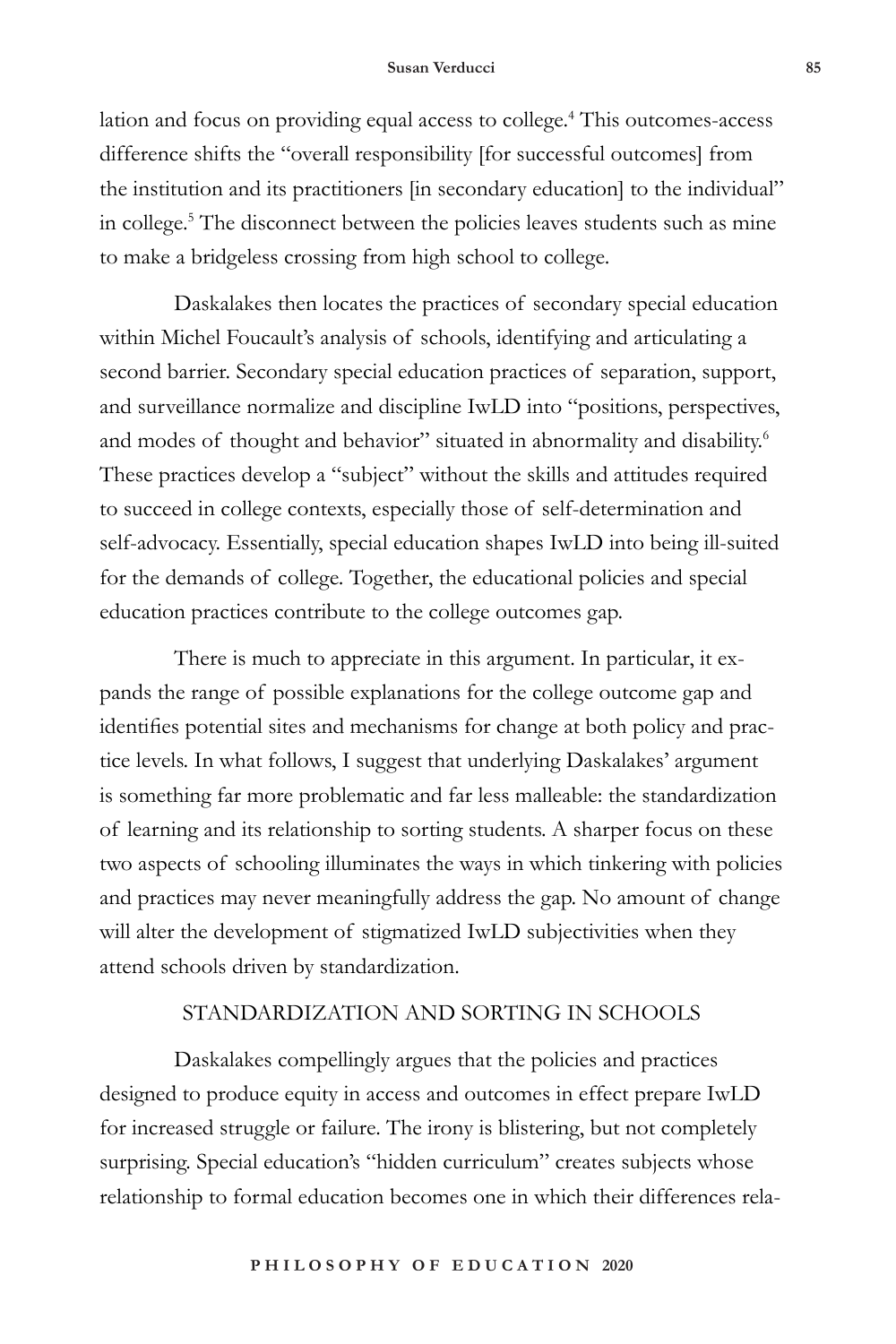lation and focus on providing equal access to college.[4] This outcomes-access difference shifts the "overall responsibility [for successful outcomes] from the institution and its practitioners [in secondary education] to the individual" in college.[5] The disconnect between the policies leaves students such as mine to make a bridgeless crossing from high school to college.

Daskalakes then locates the practices of secondary special education within Michel Foucault's analysis of schools, identifying and articulating a second barrier. Secondary special education practices of separation, support, and surveillance normalize and discipline IwLD into "positions, perspectives, and modes of thought and behavior" situated in abnormality and disability.[6] These practices develop a "subject" without the skills and attitudes required to succeed in college contexts, especially those of self-determination and self-advocacy. Essentially, special education shapes IwLD into being ill-suited for the demands of college. Together, the educational policies and special education practices contribute to the college outcomes gap.

There is much to appreciate in this argument. In particular, it expands the range of possible explanations for the college outcome gap and identifies potential sites and mechanisms for change at both policy and practice levels. In what follows, I suggest that underlying Daskalakes' argument is something far more problematic and far less malleable: the standardization of learning and its relationship to sorting students. A sharper focus on these two aspects of schooling illuminates the ways in which tinkering with policies and practices may never meaningfully address the gap. No amount of change will alter the development of stigmatized IwLD subjectivities when they attend schools driven by standardization.

## STANDARDIZATION AND SORTING IN SCHOOLS

Daskalakes compellingly argues that the policies and practices designed to produce equity in access and outcomes in effect prepare IwLD for increased struggle or failure. The irony is blistering, but not completely surprising. Special education's "hidden curriculum" creates subjects whose relationship to formal education becomes one in which their differences rela-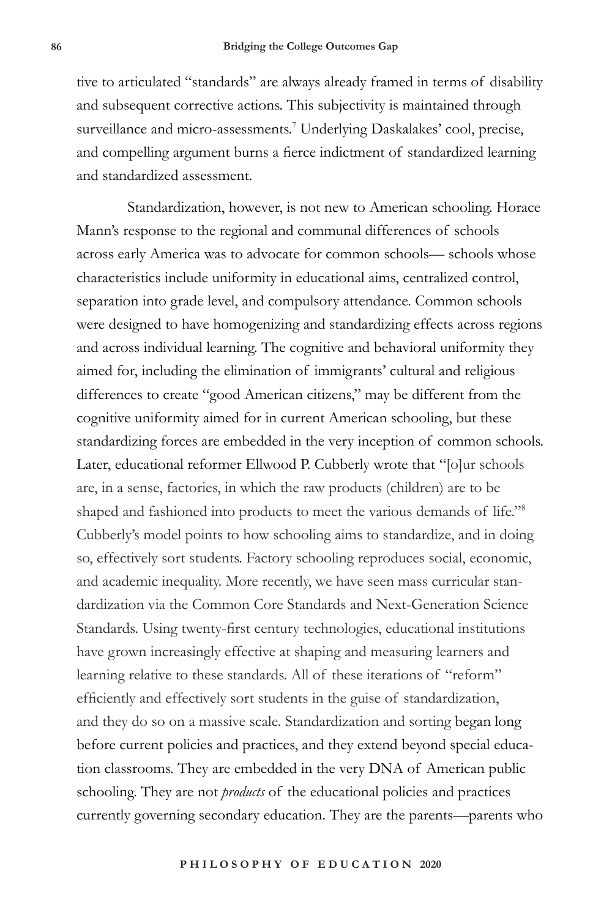tive to articulated "standards" are always already framed in terms of disability and subsequent corrective actions. This subjectivity is maintained through surveillance and micro-assessments.[7] Underlying Daskalakes' cool, precise, and compelling argument burns a fierce indictment of standardized learning and standardized assessment.

Standardization, however, is not new to American schooling. Horace Mann's response to the regional and communal differences of schools across early America was to advocate for common schools— schools whose characteristics include uniformity in educational aims, centralized control, separation into grade level, and compulsory attendance. Common schools were designed to have homogenizing and standardizing effects across regions and across individual learning. The cognitive and behavioral uniformity they aimed for, including the elimination of immigrants' cultural and religious differences to create "good American citizens," may be different from the cognitive uniformity aimed for in current American schooling, but these standardizing forces are embedded in the very inception of common schools. Later, educational reformer Ellwood P. Cubberly wrote that "[o]ur schools are, in a sense, factories, in which the raw products (children) are to be shaped and fashioned into products to meet the various demands of life."[8] Cubberly's model points to how schooling aims to standardize, and in doing so, effectively sort students. Factory schooling reproduces social, economic, and academic inequality. More recently, we have seen mass curricular standardization via the Common Core Standards and Next-Generation Science Standards. Using twenty-first century technologies, educational institutions have grown increasingly effective at shaping and measuring learners and learning relative to these standards. All of these iterations of "reform" efficiently and effectively sort students in the guise of standardization, and they do so on a massive scale. Standardization and sorting began long before current policies and practices, and they extend beyond special education classrooms. They are embedded in the very DNA of American public schooling. They are not *products* of the educational policies and practices currently governing secondary education. They are the parents—parents who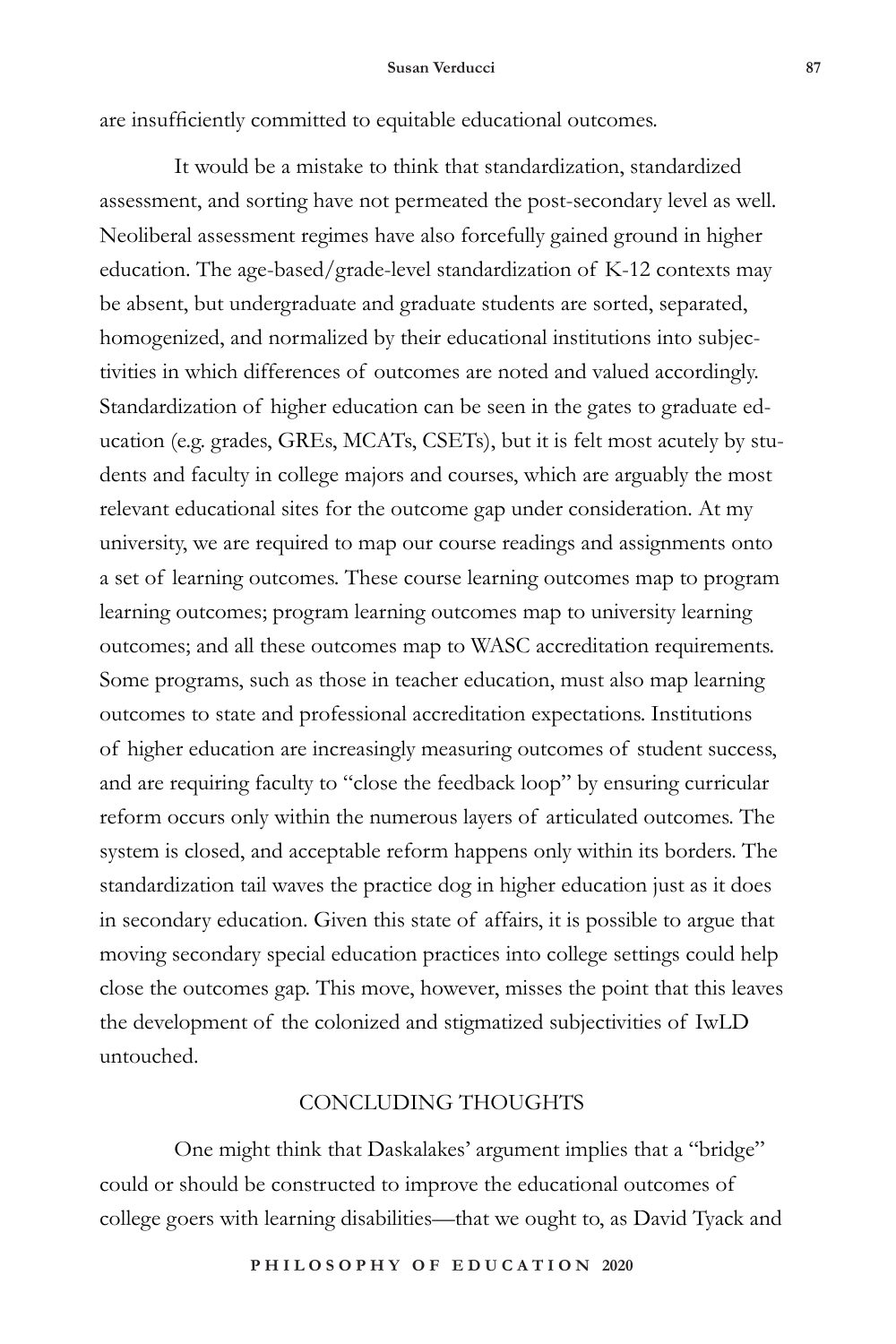are insufficiently committed to equitable educational outcomes.

It would be a mistake to think that standardization, standardized assessment, and sorting have not permeated the post-secondary level as well. Neoliberal assessment regimes have also forcefully gained ground in higher education. The age-based/grade-level standardization of K-12 contexts may be absent, but undergraduate and graduate students are sorted, separated, homogenized, and normalized by their educational institutions into subjectivities in which differences of outcomes are noted and valued accordingly. Standardization of higher education can be seen in the gates to graduate education (e.g. grades, GREs, MCATs, CSETs), but it is felt most acutely by students and faculty in college majors and courses, which are arguably the most relevant educational sites for the outcome gap under consideration. At my university, we are required to map our course readings and assignments onto a set of learning outcomes. These course learning outcomes map to program learning outcomes; program learning outcomes map to university learning outcomes; and all these outcomes map to WASC accreditation requirements. Some programs, such as those in teacher education, must also map learning outcomes to state and professional accreditation expectations. Institutions of higher education are increasingly measuring outcomes of student success, and are requiring faculty to "close the feedback loop" by ensuring curricular reform occurs only within the numerous layers of articulated outcomes. The system is closed, and acceptable reform happens only within its borders. The standardization tail waves the practice dog in higher education just as it does in secondary education. Given this state of affairs, it is possible to argue that moving secondary special education practices into college settings could help close the outcomes gap. This move, however, misses the point that this leaves the development of the colonized and stigmatized subjectivities of IwLD untouched.

## CONCLUDING THOUGHTS

One might think that Daskalakes' argument implies that a "bridge" could or should be constructed to improve the educational outcomes of college goers with learning disabilities—that we ought to, as David Tyack and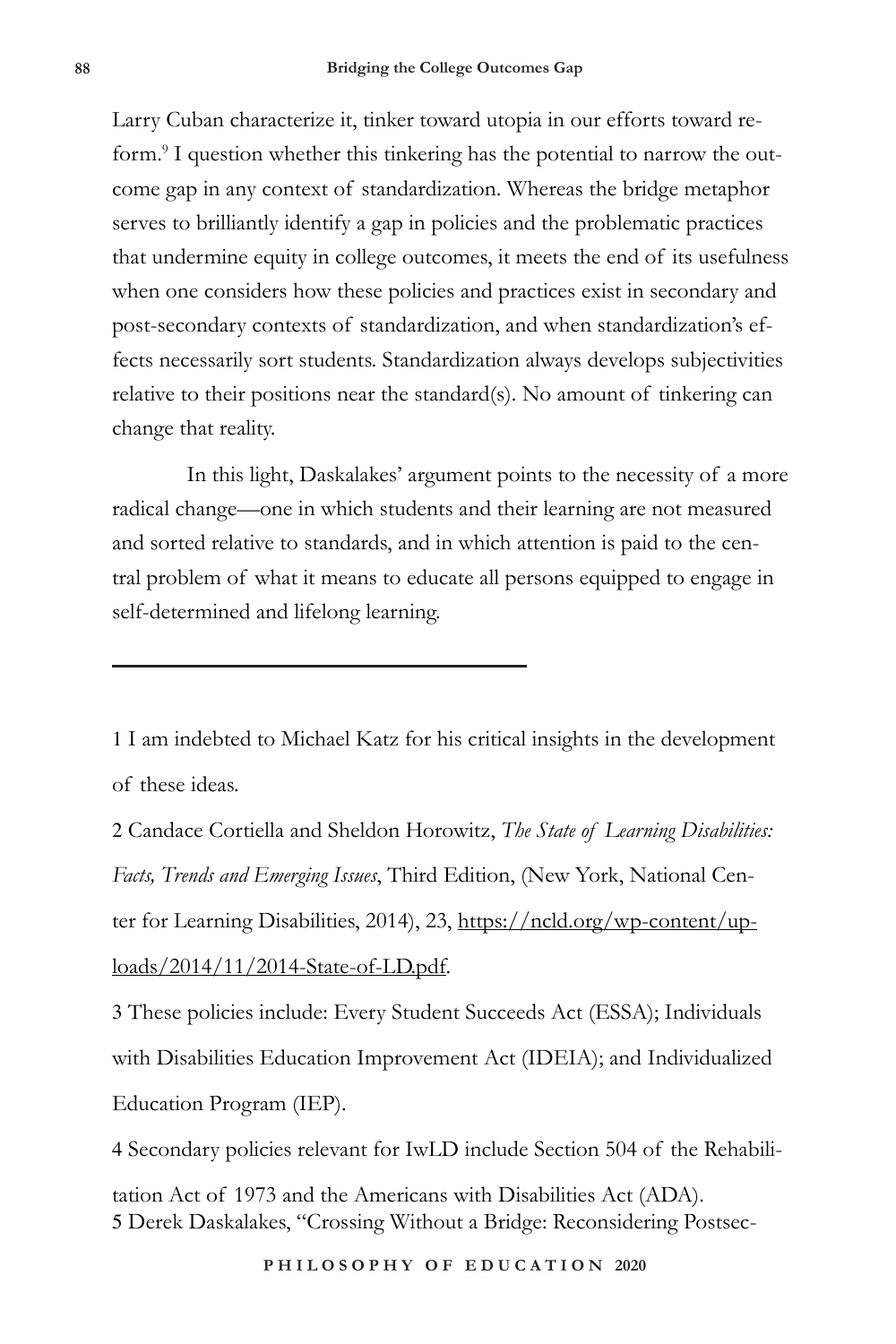Larry Cuban characterize it, tinker toward utopia in our efforts toward reform.[9] I question whether this tinkering has the potential to narrow the outcome gap in any context of standardization. Whereas the bridge metaphor serves to brilliantly identify a gap in policies and the problematic practices that undermine equity in college outcomes, it meets the end of its usefulness when one considers how these policies and practices exist in secondary and post-secondary contexts of standardization, and when standardization's effects necessarily sort students. Standardization always develops subjectivities relative to their positions near the standard(s). No amount of tinkering can change that reality.

In this light, Daskalakes' argument points to the necessity of a more radical change—one in which students and their learning are not measured and sorted relative to standards, and in which attention is paid to the central problem of what it means to educate all persons equipped to engage in self-determined and lifelong learning.

---

1 I am indebted to Michael Katz for his critical insights in the development of these ideas.

2 Candace Cortiella and Sheldon Horowitz, *The State of Learning Disabilities: Facts, Trends and Emerging Issues*, Third Edition, (New York, National Center for Learning Disabilities, 2014), 23, https://ncld.org/wp-content/uploads/2014/11/2014-State-of-LD.pdf.

3 These policies include: Every Student Succeeds Act (ESSA); Individuals with Disabilities Education Improvement Act (IDEIA); and Individualized Education Program (IEP).

4 Secondary policies relevant for IwLD include Section 504 of the Rehabilitation Act of 1973 and the Americans with Disabilities Act (ADA).

5 Derek Daskalakes, "Crossing Without a Bridge: Reconsidering Postsec-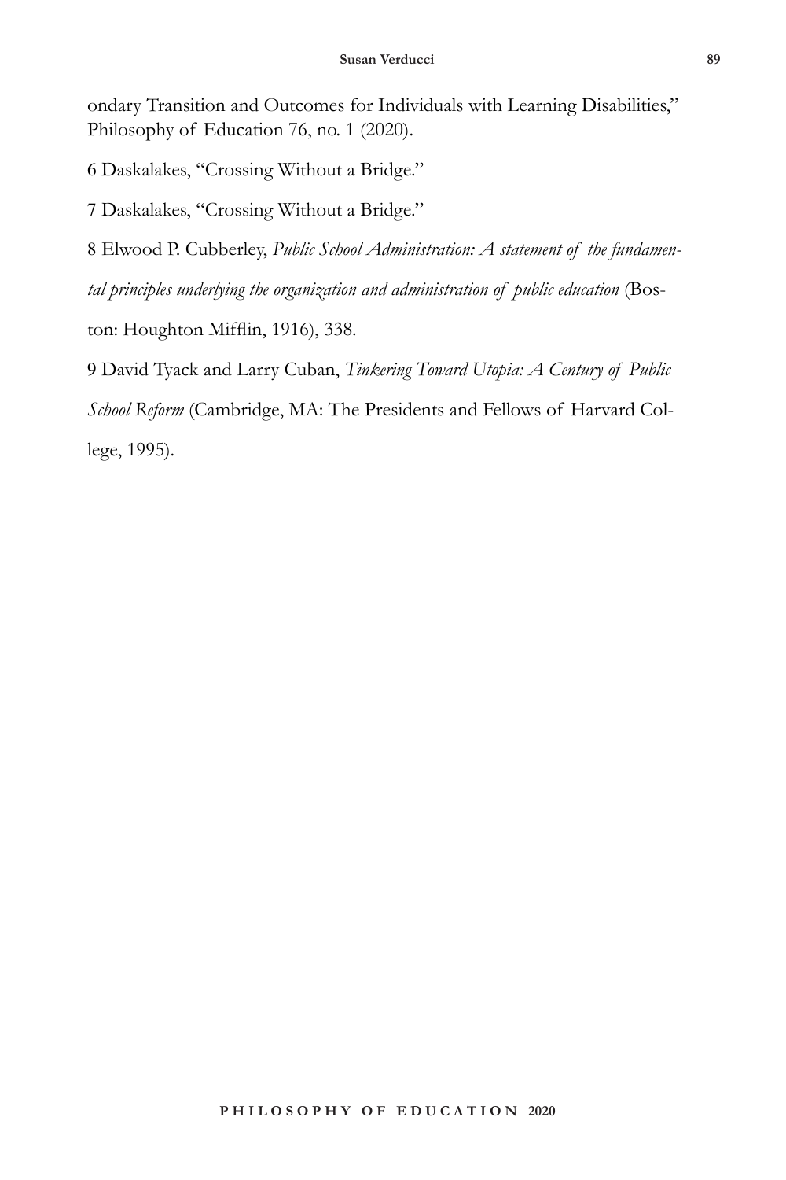ondary Transition and Outcomes for Individuals with Learning Disabilities," Philosophy of Education 76, no. 1 (2020).

6 Daskalakes, "Crossing Without a Bridge."

7 Daskalakes, "Crossing Without a Bridge."

8 Elwood P. Cubberley, *Public School Administration: A statement of the fundamental principles underlying the organization and administration of public education* (Boston: Houghton Mifflin, 1916), 338.

9 David Tyack and Larry Cuban, *Tinkering Toward Utopia: A Century of Public School Reform* (Cambridge, MA: The Presidents and Fellows of Harvard College, 1995).